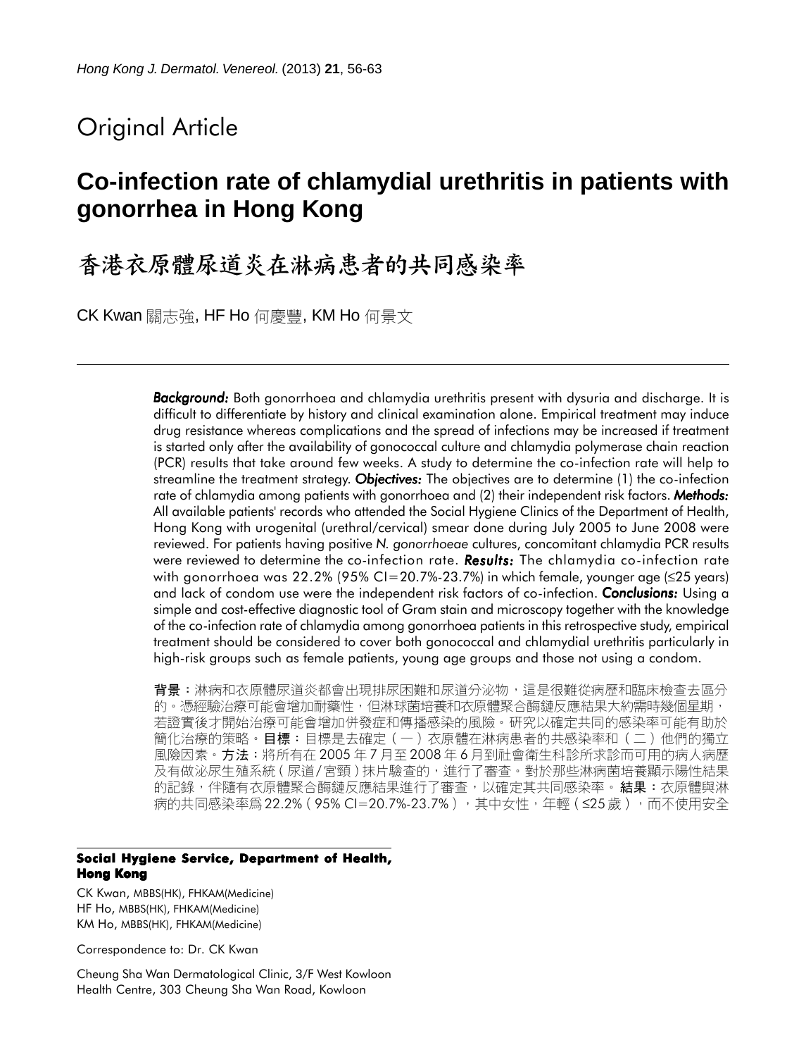## Original Article

# Co-infection rate of chlamydial urethritis in patients with gonorrhea in Hong Kong

# 香港衣原體尿道炎在淋病患者的共同感染率

CK Kwan 關志強, HF Ho 何慶豐, KM Ho 何景文

***Background:*** Both gonorrhoea and chlamydia urethritis present with dysuria and discharge. It is difficult to differentiate by history and clinical examination alone. Empirical treatment may induce drug resistance whereas complications and the spread of infections may be increased if treatment is started only after the availability of gonococcal culture and chlamydia polymerase chain reaction (PCR) results that take around few weeks. A study to determine the co-infection rate will help to streamline the treatment strategy. ***Objectives:*** The objectives are to determine (1) the co-infection rate of chlamydia among patients with gonorrhoea and (2) their independent risk factors. ***Methods:*** All available patients' records who attended the Social Hygiene Clinics of the Department of Health, Hong Kong with urogenital (urethral/cervical) smear done during July 2005 to June 2008 were reviewed. For patients having positive *N. gonorrhoeae* cultures, concomitant chlamydia PCR results were reviewed to determine the co-infection rate. ***Results:*** The chlamydia co-infection rate with gonorrhoea was 22.2% (95% CI=20.7%-23.7%) in which female, younger age (≤25 years) and lack of condom use were the independent risk factors of co-infection. ***Conclusions:*** Using a simple and cost-effective diagnostic tool of Gram stain and microscopy together with the knowledge of the co-infection rate of chlamydia among gonorrhoea patients in this retrospective study, empirical treatment should be considered to cover both gonococcal and chlamydial urethritis particularly in high-risk groups such as female patients, young age groups and those not using a condom.

**背景：**淋病和衣原體尿道炎都會出現排尿困難和尿道分泌物，這是很難從病歷和臨床檢查去區分的。憑經驗治療可能會增加耐藥性，但淋球菌培養和衣原體聚合酶鏈反應結果大約需時幾個星期，若證實後才開始治療可能會增加併發症和傳播感染的風險。研究以確定共同的感染率可能有助於簡化治療的策略。**目標：**目標是去確定（一）衣原體在淋病患者的共感染率和（二）他們的獨立風險因素。**方法：**將所有在2005年7月至2008年6月到社會衛生科診所求診而可用的病人病歷及有做泌尿生殖系統（尿道/宮頸）抹片驗查的，進行了審查。對於那些淋病菌培養顯示陽性結果的記錄，伴隨有衣原體聚合酶鏈反應結果進行了審查，以確定其共同感染率。**結果：**衣原體與淋病的共同感染率爲22.2%（95% CI=20.7%-23.7%），其中女性，年輕（≤25歲），而不使用安全

**Social Hygiene Service, Department of Health, Hong Kong**

CK Kwan, MBBS(HK), FHKAM(Medicine)
HF Ho, MBBS(HK), FHKAM(Medicine)
KM Ho, MBBS(HK), FHKAM(Medicine)

Correspondence to: Dr. CK Kwan

Cheung Sha Wan Dermatological Clinic, 3/F West Kowloon Health Centre, 303 Cheung Sha Wan Road, Kowloon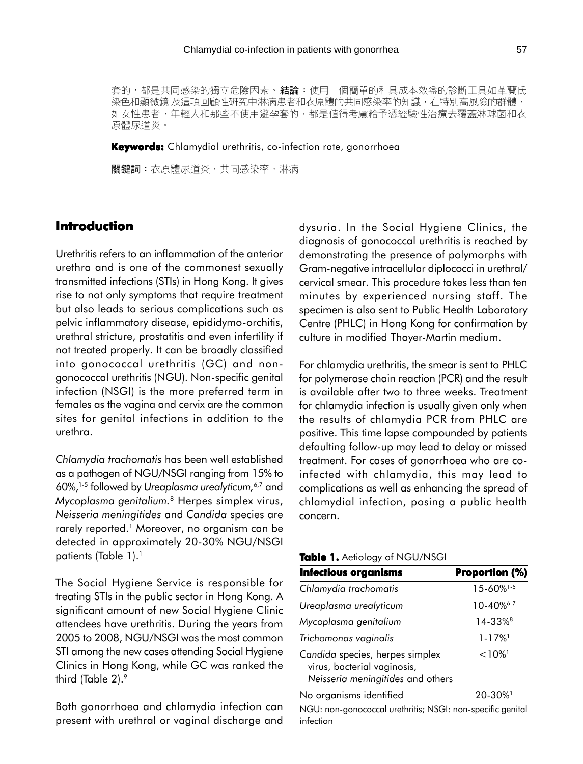套的，都是共同感染的獨立危險因素。**結論**：使用一個簡單的和具成本效益的診斷工具如革蘭氏染色和顯微鏡 及這項回顧性研究中淋病患者和衣原體的共同感染率的知識，在特別高風險的群體，如女性患者，年輕人和那些不使用避孕套的，都是值得考慮給予憑經驗性治療去覆蓋淋球菌和衣原體尿道炎。

**Keywords:** Chlamydial urethritis, co-infection rate, gonorrhoea

**關鍵詞**：衣原體尿道炎，共同感染率，淋病

## Introduction

Urethritis refers to an inflammation of the anterior urethra and is one of the commonest sexually transmitted infections (STIs) in Hong Kong. It gives rise to not only symptoms that require treatment but also leads to serious complications such as pelvic inflammatory disease, epididymo-orchitis, urethral stricture, prostatitis and even infertility if not treated properly. It can be broadly classified into gonococcal urethritis (GC) and non-gonococcal urethritis (NGU). Non-specific genital infection (NSGI) is the more preferred term in females as the vagina and cervix are the common sites for genital infections in addition to the urethra.

*Chlamydia trachomatis* has been well established as a pathogen of NGU/NSGI ranging from 15% to 60%,[1-5] followed by *Ureaplasma urealyticum*,[6,7] and *Mycoplasma genitalium*.[8] Herpes simplex virus, *Neisseria meningitides* and *Candida* species are rarely reported.[1] Moreover, no organism can be detected in approximately 20-30% NGU/NSGI patients (Table 1).[1]

The Social Hygiene Service is responsible for treating STIs in the public sector in Hong Kong. A significant amount of new Social Hygiene Clinic attendees have urethritis. During the years from 2005 to 2008, NGU/NSGI was the most common STI among the new cases attending Social Hygiene Clinics in Hong Kong, while GC was ranked the third (Table 2).[9]

Both gonorrhoea and chlamydia infection can present with urethral or vaginal discharge and dysuria. In the Social Hygiene Clinics, the diagnosis of gonococcal urethritis is reached by demonstrating the presence of polymorphs with Gram-negative intracellular diplococci in urethral/cervical smear. This procedure takes less than ten minutes by experienced nursing staff. The specimen is also sent to Public Health Laboratory Centre (PHLC) in Hong Kong for confirmation by culture in modified Thayer-Martin medium.

For chlamydia urethritis, the smear is sent to PHLC for polymerase chain reaction (PCR) and the result is available after two to three weeks. Treatment for chlamydia infection is usually given only when the results of chlamydia PCR from PHLC are positive. This time lapse compounded by patients defaulting follow-up may lead to delay or missed treatment. For cases of gonorrhoea who are co-infected with chlamydia, this may lead to complications as well as enhancing the spread of chlamydial infection, posing a public health concern.

**Table 1.** Aetiology of NGU/NSGI

| Infectious organisms | Proportion (%) |
|---|---|
| *Chlamydia trachomatis* | 15-60%[1-5] |
| *Ureaplasma urealyticum* | 10-40%[6-7] |
| *Mycoplasma genitalium* | 14-33%[8] |
| *Trichomonas vaginalis* | 1-17%[1] |
| *Candida* species, herpes simplex virus, bacterial vaginosis, *Neisseria meningitides* and others | <10%[1] |
| No organisms identified | 20-30%[1] |

NGU: non-gonococcal urethritis; NSGI: non-specific genital infection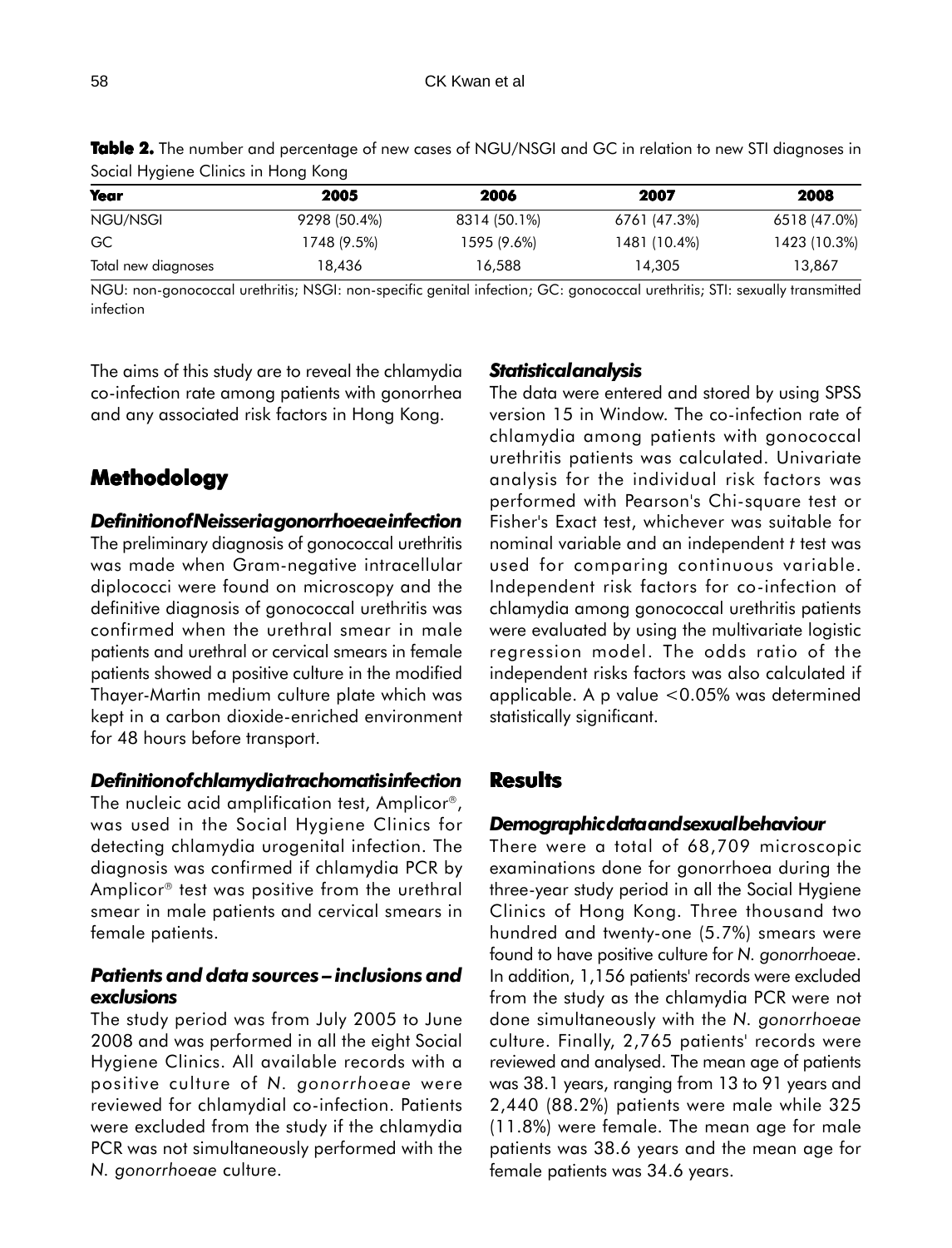**Table 2.** The number and percentage of new cases of NGU/NSGI and GC in relation to new STI diagnoses in Social Hygiene Clinics in Hong Kong

| Year | 2005 | 2006 | 2007 | 2008 |
|---|---|---|---|---|
| NGU/NSGI | 9298 (50.4%) | 8314 (50.1%) | 6761 (47.3%) | 6518 (47.0%) |
| GC | 1748 (9.5%) | 1595 (9.6%) | 1481 (10.4%) | 1423 (10.3%) |
| Total new diagnoses | 18,436 | 16,588 | 14,305 | 13,867 |

NGU: non-gonococcal urethritis; NSGI: non-specific genital infection; GC: gonococcal urethritis; STI: sexually transmitted infection

The aims of this study are to reveal the chlamydia co-infection rate among patients with gonorrhea and any associated risk factors in Hong Kong.

# Methodology

### Definition of Neisseria gonorrhoeae infection

The preliminary diagnosis of gonococcal urethritis was made when Gram-negative intracellular diplococci were found on microscopy and the definitive diagnosis of gonococcal urethritis was confirmed when the urethral smear in male patients and urethral or cervical smears in female patients showed a positive culture in the modified Thayer-Martin medium culture plate which was kept in a carbon dioxide-enriched environment for 48 hours before transport.

### Definition of chlamydia trachomatis infection

The nucleic acid amplification test, Amplicor®, was used in the Social Hygiene Clinics for detecting chlamydia urogenital infection. The diagnosis was confirmed if chlamydia PCR by Amplicor® test was positive from the urethral smear in male patients and cervical smears in female patients.

### Patients and data sources – inclusions and exclusions

The study period was from July 2005 to June 2008 and was performed in all the eight Social Hygiene Clinics. All available records with a positive culture of *N. gonorrhoeae* were reviewed for chlamydial co-infection. Patients were excluded from the study if the chlamydia PCR was not simultaneously performed with the *N. gonorrhoeae* culture.

### Statistical analysis

The data were entered and stored by using SPSS version 15 in Window. The co-infection rate of chlamydia among patients with gonococcal urethritis patients was calculated. Univariate analysis for the individual risk factors was performed with Pearson's Chi-square test or Fisher's Exact test, whichever was suitable for nominal variable and an independent *t* test was used for comparing continuous variable. Independent risk factors for co-infection of chlamydia among gonococcal urethritis patients were evaluated by using the multivariate logistic regression model. The odds ratio of the independent risks factors was also calculated if applicable. A p value <0.05% was determined statistically significant.

# Results

### Demographic data and sexual behaviour

There were a total of 68,709 microscopic examinations done for gonorrhoea during the three-year study period in all the Social Hygiene Clinics of Hong Kong. Three thousand two hundred and twenty-one (5.7%) smears were found to have positive culture for *N. gonorrhoeae*. In addition, 1,156 patients' records were excluded from the study as the chlamydia PCR were not done simultaneously with the *N. gonorrhoeae* culture. Finally, 2,765 patients' records were reviewed and analysed. The mean age of patients was 38.1 years, ranging from 13 to 91 years and 2,440 (88.2%) patients were male while 325 (11.8%) were female. The mean age for male patients was 38.6 years and the mean age for female patients was 34.6 years.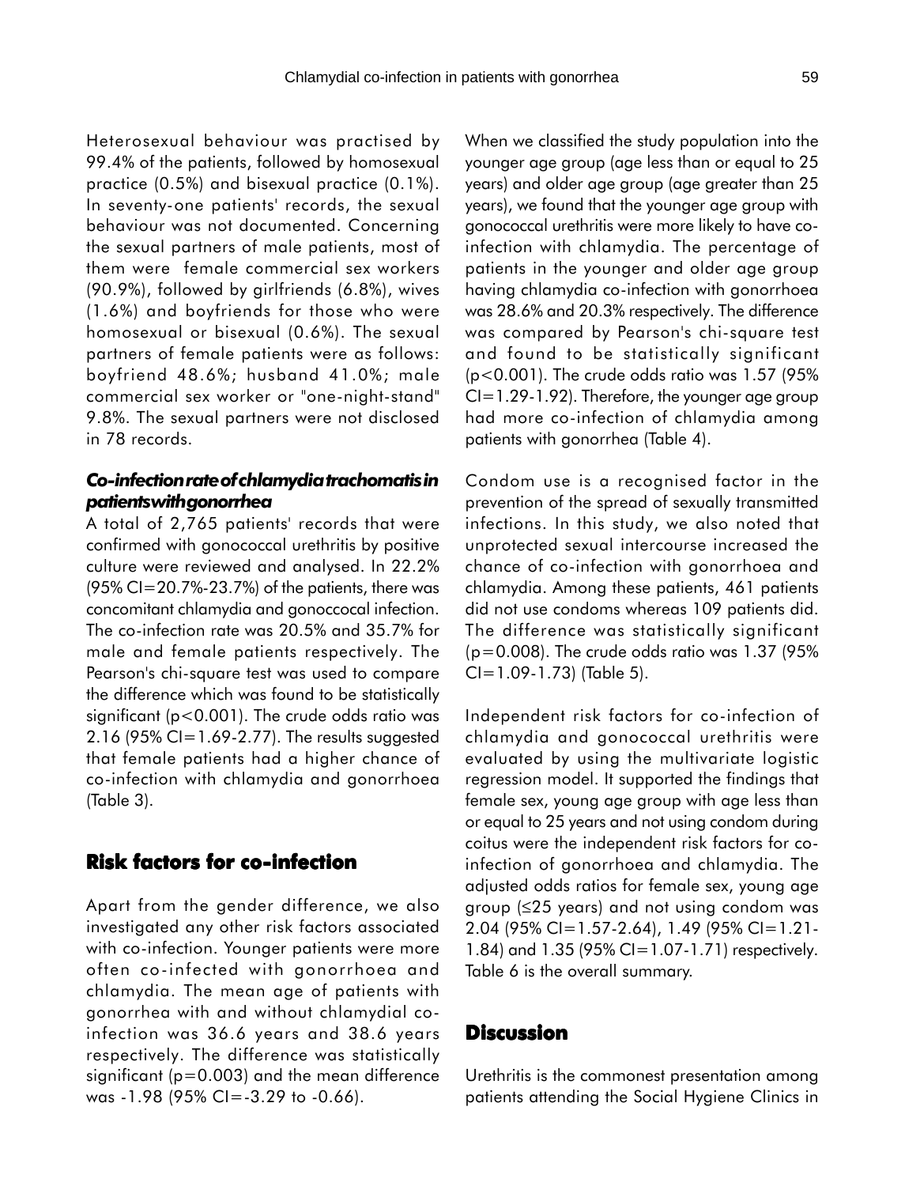Heterosexual behaviour was practised by 99.4% of the patients, followed by homosexual practice (0.5%) and bisexual practice (0.1%). In seventy-one patients' records, the sexual behaviour was not documented. Concerning the sexual partners of male patients, most of them were female commercial sex workers (90.9%), followed by girlfriends (6.8%), wives (1.6%) and boyfriends for those who were homosexual or bisexual (0.6%). The sexual partners of female patients were as follows: boyfriend 48.6%; husband 41.0%; male commercial sex worker or "one-night-stand" 9.8%. The sexual partners were not disclosed in 78 records.

### *Co-infection rate of chlamydia trachomatis in patients with gonorrhea*

A total of 2,765 patients' records that were confirmed with gonococcal urethritis by positive culture were reviewed and analysed. In 22.2% (95% CI=20.7%-23.7%) of the patients, there was concomitant chlamydia and gonoccocal infection. The co-infection rate was 20.5% and 35.7% for male and female patients respectively. The Pearson's chi-square test was used to compare the difference which was found to be statistically significant ($p<0.001$). The crude odds ratio was 2.16 (95% CI=1.69-2.77). The results suggested that female patients had a higher chance of co-infection with chlamydia and gonorrhoea (Table 3).

## Risk factors for co-infection

Apart from the gender difference, we also investigated any other risk factors associated with co-infection. Younger patients were more often co-infected with gonorrhoea and chlamydia. The mean age of patients with gonorrhea with and without chlamydial co-infection was 36.6 years and 38.6 years respectively. The difference was statistically significant ($p=0.003$) and the mean difference was -1.98 (95% CI=-3.29 to -0.66).

When we classified the study population into the younger age group (age less than or equal to 25 years) and older age group (age greater than 25 years), we found that the younger age group with gonococcal urethritis were more likely to have co-infection with chlamydia. The percentage of patients in the younger and older age group having chlamydia co-infection with gonorrhoea was 28.6% and 20.3% respectively. The difference was compared by Pearson's chi-square test and found to be statistically significant ($p<0.001$). The crude odds ratio was 1.57 (95% CI=1.29-1.92). Therefore, the younger age group had more co-infection of chlamydia among patients with gonorrhea (Table 4).

Condom use is a recognised factor in the prevention of the spread of sexually transmitted infections. In this study, we also noted that unprotected sexual intercourse increased the chance of co-infection with gonorrhoea and chlamydia. Among these patients, 461 patients did not use condoms whereas 109 patients did. The difference was statistically significant ($p=0.008$). The crude odds ratio was 1.37 (95% CI=1.09-1.73) (Table 5).

Independent risk factors for co-infection of chlamydia and gonococcal urethritis were evaluated by using the multivariate logistic regression model. It supported the findings that female sex, young age group with age less than or equal to 25 years and not using condom during coitus were the independent risk factors for co-infection of gonorrhoea and chlamydia. The adjusted odds ratios for female sex, young age group (≤25 years) and not using condom was 2.04 (95% CI=1.57-2.64), 1.49 (95% CI=1.21-1.84) and 1.35 (95% CI=1.07-1.71) respectively. Table 6 is the overall summary.

## Discussion

Urethritis is the commonest presentation among patients attending the Social Hygiene Clinics in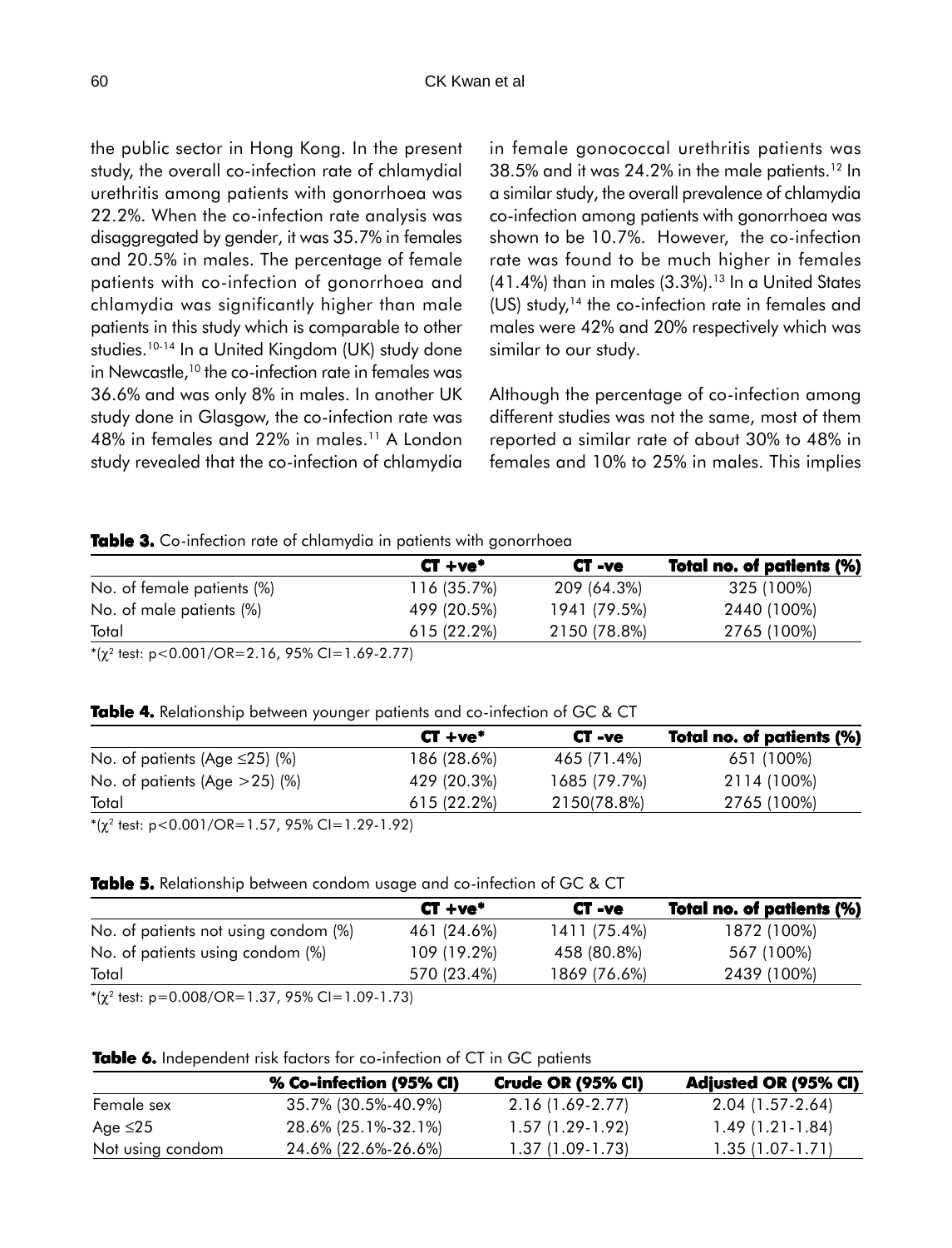the public sector in Hong Kong. In the present study, the overall co-infection rate of chlamydial urethritis among patients with gonorrhoea was 22.2%. When the co-infection rate analysis was disaggregated by gender, it was 35.7% in females and 20.5% in males. The percentage of female patients with co-infection of gonorrhoea and chlamydia was significantly higher than male patients in this study which is comparable to other studies.[10-14] In a United Kingdom (UK) study done in Newcastle,[10] the co-infection rate in females was 36.6% and was only 8% in males. In another UK study done in Glasgow, the co-infection rate was 48% in females and 22% in males.[11] A London study revealed that the co-infection of chlamydia in female gonococcal urethritis patients was 38.5% and it was 24.2% in the male patients.[12] In a similar study, the overall prevalence of chlamydia co-infection among patients with gonorrhoea was shown to be 10.7%. However, the co-infection rate was found to be much higher in females (41.4%) than in males (3.3%).[13] In a United States (US) study,[14] the co-infection rate in females and males were 42% and 20% respectively which was similar to our study.

Although the percentage of co-infection among different studies was not the same, most of them reported a similar rate of about 30% to 48% in females and 10% to 25% in males. This implies

**Table 3.** Co-infection rate of chlamydia in patients with gonorrhoea

| | CT +ve* | CT -ve | Total no. of patients (%) |
|---|---|---|---|
| No. of female patients (%) | 116 (35.7%) | 209 (64.3%) | 325 (100%) |
| No. of male patients (%) | 499 (20.5%) | 1941 (79.5%) | 2440 (100%) |
| Total | 615 (22.2%) | 2150 (78.8%) | 2765 (100%) |

*($\chi^2$ test: $p<0.001$/OR=2.16, 95% CI=1.69-2.77)

**Table 4.** Relationship between younger patients and co-infection of GC & CT

| | CT +ve* | CT -ve | Total no. of patients (%) |
|---|---|---|---|
| No. of patients (Age ≤25) (%) | 186 (28.6%) | 465 (71.4%) | 651 (100%) |
| No. of patients (Age >25) (%) | 429 (20.3%) | 1685 (79.7%) | 2114 (100%) |
| Total | 615 (22.2%) | 2150(78.8%) | 2765 (100%) |

*($\chi^2$ test: $p<0.001$/OR=1.57, 95% CI=1.29-1.92)

**Table 5.** Relationship between condom usage and co-infection of GC & CT

| | CT +ve* | CT -ve | Total no. of patients (%) |
|---|---|---|---|
| No. of patients not using condom (%) | 461 (24.6%) | 1411 (75.4%) | 1872 (100%) |
| No. of patients using condom (%) | 109 (19.2%) | 458 (80.8%) | 567 (100%) |
| Total | 570 (23.4%) | 1869 (76.6%) | 2439 (100%) |

*($\chi^2$ test: $p=0.008$/OR=1.37, 95% CI=1.09-1.73)

**Table 6.** Independent risk factors for co-infection of CT in GC patients

| | % Co-infection (95% CI) | Crude OR (95% CI) | Adjusted OR (95% CI) |
|---|---|---|---|
| Female sex | 35.7% (30.5%-40.9%) | 2.16 (1.69-2.77) | 2.04 (1.57-2.64) |
| Age ≤25 | 28.6% (25.1%-32.1%) | 1.57 (1.29-1.92) | 1.49 (1.21-1.84) |
| Not using condom | 24.6% (22.6%-26.6%) | 1.37 (1.09-1.73) | 1.35 (1.07-1.71) |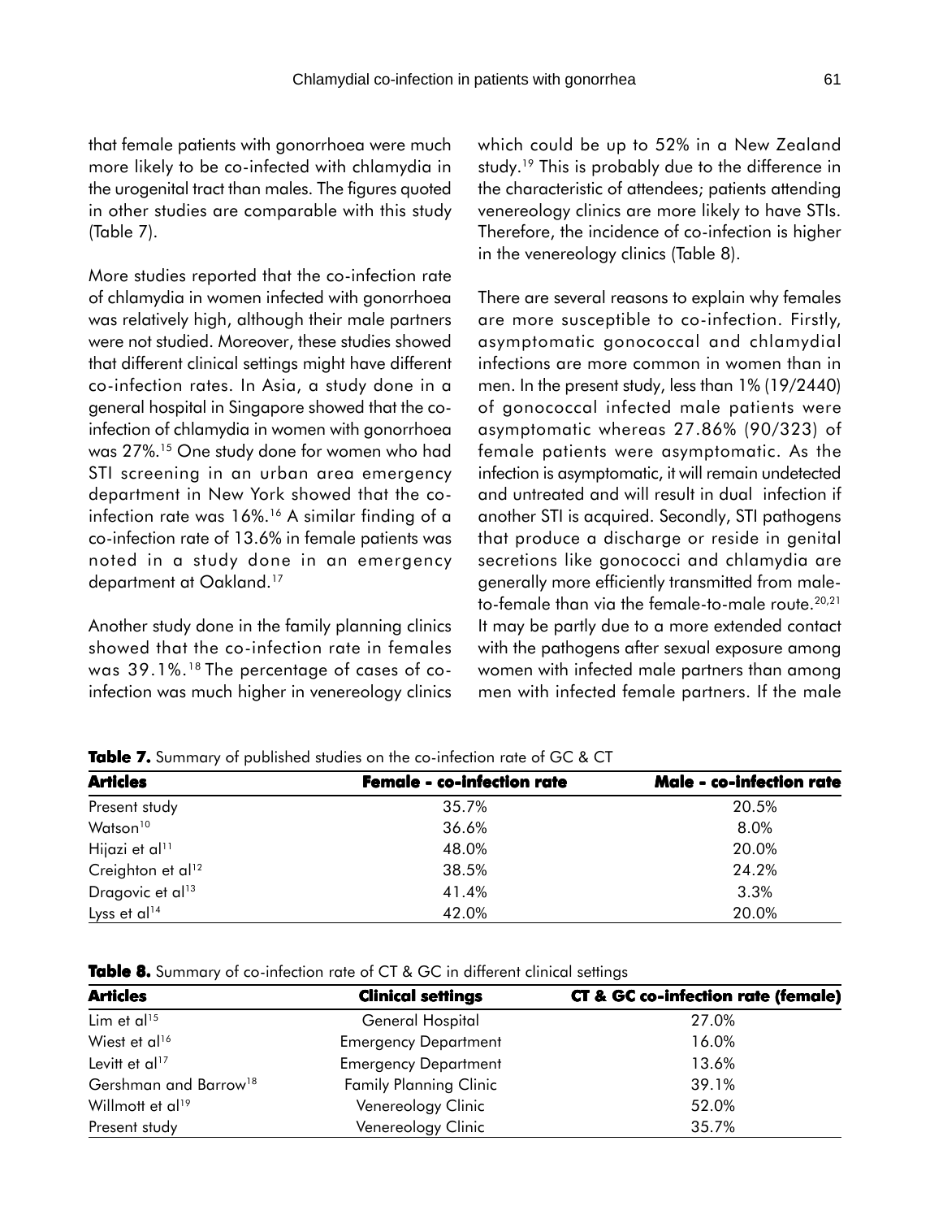that female patients with gonorrhoea were much more likely to be co-infected with chlamydia in the urogenital tract than males. The figures quoted in other studies are comparable with this study (Table 7).

More studies reported that the co-infection rate of chlamydia in women infected with gonorrhoea was relatively high, although their male partners were not studied. Moreover, these studies showed that different clinical settings might have different co-infection rates. In Asia, a study done in a general hospital in Singapore showed that the co-infection of chlamydia in women with gonorrhoea was 27%.[15] One study done for women who had STI screening in an urban area emergency department in New York showed that the co-infection rate was 16%.[16] A similar finding of a co-infection rate of 13.6% in female patients was noted in a study done in an emergency department at Oakland.[17]

Another study done in the family planning clinics showed that the co-infection rate in females was 39.1%.[18] The percentage of cases of co-infection was much higher in venereology clinics which could be up to 52% in a New Zealand study.[19] This is probably due to the difference in the characteristic of attendees; patients attending venereology clinics are more likely to have STIs. Therefore, the incidence of co-infection is higher in the venereology clinics (Table 8).

There are several reasons to explain why females are more susceptible to co-infection. Firstly, asymptomatic gonococcal and chlamydial infections are more common in women than in men. In the present study, less than 1% (19/2440) of gonococcal infected male patients were asymptomatic whereas 27.86% (90/323) of female patients were asymptomatic. As the infection is asymptomatic, it will remain undetected and untreated and will result in dual infection if another STI is acquired. Secondly, STI pathogens that produce a discharge or reside in genital secretions like gonococci and chlamydia are generally more efficiently transmitted from male-to-female than via the female-to-male route.[20,21] It may be partly due to a more extended contact with the pathogens after sexual exposure among women with infected male partners than among men with infected female partners. If the male

**Table 7.** Summary of published studies on the co-infection rate of GC & CT

| Articles | Female - co-infection rate | Male - co-infection rate |
|---|---|---|
| Present study | 35.7% | 20.5% |
| Watson[10] | 36.6% | 8.0% |
| Hijazi et al[11] | 48.0% | 20.0% |
| Creighton et al[12] | 38.5% | 24.2% |
| Dragovic et al[13] | 41.4% | 3.3% |
| Lyss et al[14] | 42.0% | 20.0% |

**Table 8.** Summary of co-infection rate of CT & GC in different clinical settings

| Articles | Clinical settings | CT & GC co-infection rate (female) |
|---|---|---|
| Lim et al[15] | General Hospital | 27.0% |
| Wiest et al[16] | Emergency Department | 16.0% |
| Levitt et al[17] | Emergency Department | 13.6% |
| Gershman and Barrow[18] | Family Planning Clinic | 39.1% |
| Willmott et al[19] | Venereology Clinic | 52.0% |
| Present study | Venereology Clinic | 35.7% |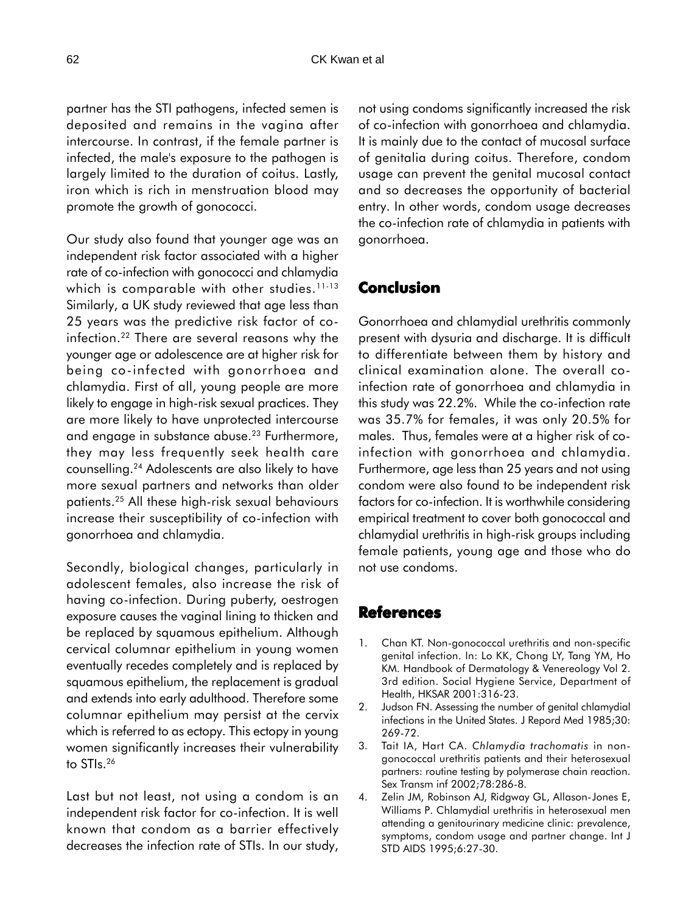partner has the STI pathogens, infected semen is deposited and remains in the vagina after intercourse. In contrast, if the female partner is infected, the male's exposure to the pathogen is largely limited to the duration of coitus. Lastly, iron which is rich in menstruation blood may promote the growth of gonococci.

Our study also found that younger age was an independent risk factor associated with a higher rate of co-infection with gonococci and chlamydia which is comparable with other studies.[11-13] Similarly, a UK study reviewed that age less than 25 years was the predictive risk factor of co-infection.[22] There are several reasons why the younger age or adolescence are at higher risk for being co-infected with gonorrhoea and chlamydia. First of all, young people are more likely to engage in high-risk sexual practices. They are more likely to have unprotected intercourse and engage in substance abuse.[23] Furthermore, they may less frequently seek health care counselling.[24] Adolescents are also likely to have more sexual partners and networks than older patients.[25] All these high-risk sexual behaviours increase their susceptibility of co-infection with gonorrhoea and chlamydia.

Secondly, biological changes, particularly in adolescent females, also increase the risk of having co-infection. During puberty, oestrogen exposure causes the vaginal lining to thicken and be replaced by squamous epithelium. Although cervical columnar epithelium in young women eventually recedes completely and is replaced by squamous epithelium, the replacement is gradual and extends into early adulthood. Therefore some columnar epithelium may persist at the cervix which is referred to as ectopy. This ectopy in young women significantly increases their vulnerability to STIs.[26]

Last but not least, not using a condom is an independent risk factor for co-infection. It is well known that condom as a barrier effectively decreases the infection rate of STIs. In our study, not using condoms significantly increased the risk of co-infection with gonorrhoea and chlamydia. It is mainly due to the contact of mucosal surface of genitalia during coitus. Therefore, condom usage can prevent the genital mucosal contact and so decreases the opportunity of bacterial entry. In other words, condom usage decreases the co-infection rate of chlamydia in patients with gonorrhoea.

## Conclusion

Gonorrhoea and chlamydial urethritis commonly present with dysuria and discharge. It is difficult to differentiate between them by history and clinical examination alone. The overall co-infection rate of gonorrhoea and chlamydia in this study was 22.2%. While the co-infection rate was 35.7% for females, it was only 20.5% for males. Thus, females were at a higher risk of co-infection with gonorrhoea and chlamydia. Furthermore, age less than 25 years and not using condom were also found to be independent risk factors for co-infection. It is worthwhile considering empirical treatment to cover both gonococcal and chlamydial urethritis in high-risk groups including female patients, young age and those who do not use condoms.

## References

1. Chan KT. Non-gonococcal urethritis and non-specific genital infection. In: Lo KK, Chong LY, Tang YM, Ho KM. Handbook of Dermatology & Venereology Vol 2. 3rd edition. Social Hygiene Service, Department of Health, HKSAR 2001:316-23.
2. Judson FN. Assessing the number of genital chlamydial infections in the United States. J Repord Med 1985;30: 269-72.
3. Tait IA, Hart CA. *Chlamydia trachomatis* in non-gonococcal urethritis patients and their heterosexual partners: routine testing by polymerase chain reaction. Sex Transm inf 2002;78:286-8.
4. Zelin JM, Robinson AJ, Ridgway GL, Allason-Jones E, Williams P. Chlamydial urethritis in heterosexual men attending a genitourinary medicine clinic: prevalence, symptoms, condom usage and partner change. Int J STD AIDS 1995;6:27-30.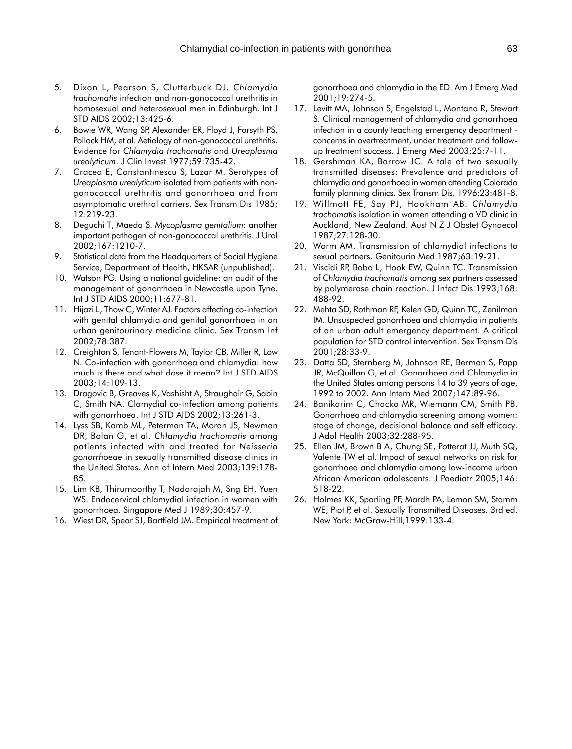5. Dixon L, Pearson S, Clutterbuck DJ. *Chlamydia trachomatis* infection and non-gonococcal urethritis in homosexual and heterosexual men in Edinburgh. Int J STD AIDS 2002;13:425-6.
6. Bowie WR, Wang SP, Alexander ER, Floyd J, Forsyth PS, Pollock HM, et al. Aetiology of non-gonococcal urethritis. Evidence for *Chlamydia trachomatis* and *Ureaplasma urealyticum*. J Clin Invest 1977;59:735-42.
7. Cracea E, Constantinescu S, Lazar M. Serotypes of *Ureaplasma urealyticum* isolated from patients with non-gonococcal urethritis and gonorrhoea and from asymptomatic urethral carriers. Sex Transm Dis 1985; 12:219-23.
8. Deguchi T, Maeda S. *Mycoplasma genitalium*: another important pathogen of non-gonococcal urethritis. J Urol 2002;167:1210-7.
9. Statistical data from the Headquarters of Social Hygiene Service, Department of Health, HKSAR (unpublished).
10. Watson PG. Using a national guideline: an audit of the management of gonorrhoea in Newcastle upon Tyne. Int J STD AIDS 2000;11:677-81.
11. Hijazi L, Thow C, Winter AJ. Factors affecting co-infection with genital chlamydia and genital gonorrhoea in an urban genitourinary medicine clinic. Sex Transm Inf 2002;78:387.
12. Creighton S, Tenant-Flowers M, Taylor CB, Miller R, Low N. Co-infection with gonorrhoea and chlamydia: how much is there and what dose it mean? Int J STD AIDS 2003;14:109-13.
13. Dragovic B, Greaves K, Vashisht A, Straughair G, Sabin C, Smith NA. Clamydial co-infection among patients with gonorrhoea. Int J STD AIDS 2002;13:261-3.
14. Lyss SB, Kamb ML, Peterman TA, Moran JS, Newman DR, Bolan G, et al. *Chlamydia trachomatis* among patients infected with and treated for *Neisseria gonorrhoeae* in sexually transmitted disease clinics in the United States. Ann of Intern Med 2003;139:178-85.
15. Lim KB, Thirumoorthy T, Nadarajah M, Sng EH, Yuen WS. Endocervical chlamydial infection in women with gonorrhoea. Singapore Med J 1989;30:457-9.
16. Wiest DR, Spear SJ, Bartfield JM. Empirical treatment of gonorrhoea and chlamydia in the ED. Am J Emerg Med 2001;19:274-5.
17. Levitt MA, Johnson S, Engelstad L, Montana R, Stewart S. Clinical management of chlamydia and gonorrhoea infection in a county teaching emergency department - concerns in overtreatment, under treatment and follow-up treatment success. J Emerg Med 2003;25:7-11.
18. Gershman KA, Barrow JC. A tale of two sexually transmitted diseases: Prevalence and predictors of chlamydia and gonorrhoea in women attending Colorado family planning clinics. Sex Transm Dis. 1996;23:481-8.
19. Willmott FE, Say PJ, Hookham AB. *Chlamydia trachomatis* isolation in women attending a VD clinic in Auckland, New Zealand. Aust N Z J Obstet Gynaecol 1987;27:128-30.
20. Worm AM. Transmission of chlamydial infections to sexual partners. Genitourin Med 1987;63:19-21.
21. Viscidi RP, Bobo L, Hook EW, Quinn TC. Transmission of *Chlamydia trachomatis* among sex partners assessed by polymerase chain reaction. J Infect Dis 1993;168: 488-92.
22. Mehta SD, Rothman RF, Kelen GD, Quinn TC, Zenilman IM. Unsuspected gonorrhoea and chlamydia in patients of an urban adult emergency department. A critical population for STD control intervention. Sex Transm Dis 2001;28:33-9.
23. Datta SD, Sternberg M, Johnson RE, Berman S, Papp JR, McQuillan G, et al. Gonorrhoea and Chlamydia in the United States among persons 14 to 39 years of age, 1992 to 2002. Ann Intern Med 2007;147:89-96.
24. Banikarim C, Chacko MR, Wiemann CM, Smith PB. Gonorrhoea and chlamydia screening among women: stage of change, decisional balance and self efficacy. J Adol Health 2003;32:288-95.
25. Ellen JM, Brown B A, Chung SE, Potterat JJ, Muth SQ, Valente TW et al. Impact of sexual networks on risk for gonorrhoea and chlamydia among low-income urban African American adolescents. J Paediatr 2005;146: 518-22.
26. Holmes KK, Sparling PF, Mardh PA, Lemon SM, Stamm WE, Piot P, et al. Sexually Transmitted Diseases. 3rd ed. New York: McGraw-Hill;1999:133-4.